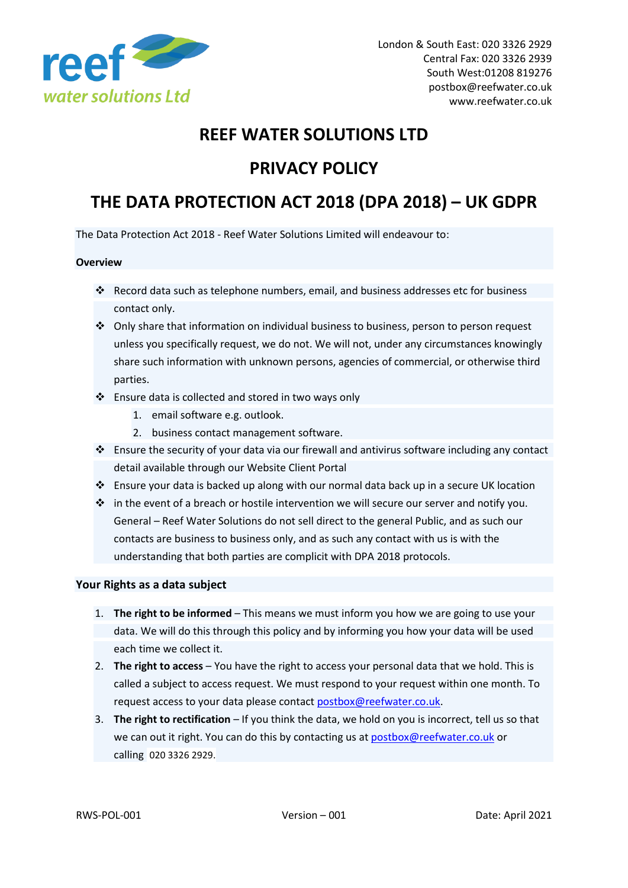London & South East: 020 3326 2929
Central Fax: 020 3326 2939
South West:01208 819276
postbox@reefwater.co.uk
www.reefwater.co.uk

# REEF WATER SOLUTIONS LTD

# PRIVACY POLICY

# THE DATA PROTECTION ACT 2018 (DPA 2018) – UK GDPR

The Data Protection Act 2018 - Reef Water Solutions Limited will endeavour to:

**Overview**

- Record data such as telephone numbers, email, and business addresses etc for business contact only.
- Only share that information on individual business to business, person to person request unless you specifically request, we do not. We will not, under any circumstances knowingly share such information with unknown persons, agencies of commercial, or otherwise third parties.
- Ensure data is collected and stored in two ways only
  1. email software e.g. outlook.
  2. business contact management software.
- Ensure the security of your data via our firewall and antivirus software including any contact detail available through our Website Client Portal
- Ensure your data is backed up along with our normal data back up in a secure UK location
- in the event of a breach or hostile intervention we will secure our server and notify you.

  General – Reef Water Solutions do not sell direct to the general Public, and as such our contacts are business to business only, and as such any contact with us is with the understanding that both parties are complicit with DPA 2018 protocols.

**Your Rights as a data subject**

1. **The right to be informed** – This means we must inform you how we are going to use your data. We will do this through this policy and by informing you how your data will be used each time we collect it.
2. **The right to access** – You have the right to access your personal data that we hold. This is called a subject to access request. We must respond to your request within one month. To request access to your data please contact postbox@reefwater.co.uk.
3. **The right to rectification** – If you think the data, we hold on you is incorrect, tell us so that we can out it right. You can do this by contacting us at postbox@reefwater.co.uk or calling 020 3326 2929.

RWS-POL-001 Version – 001 Date: April 2021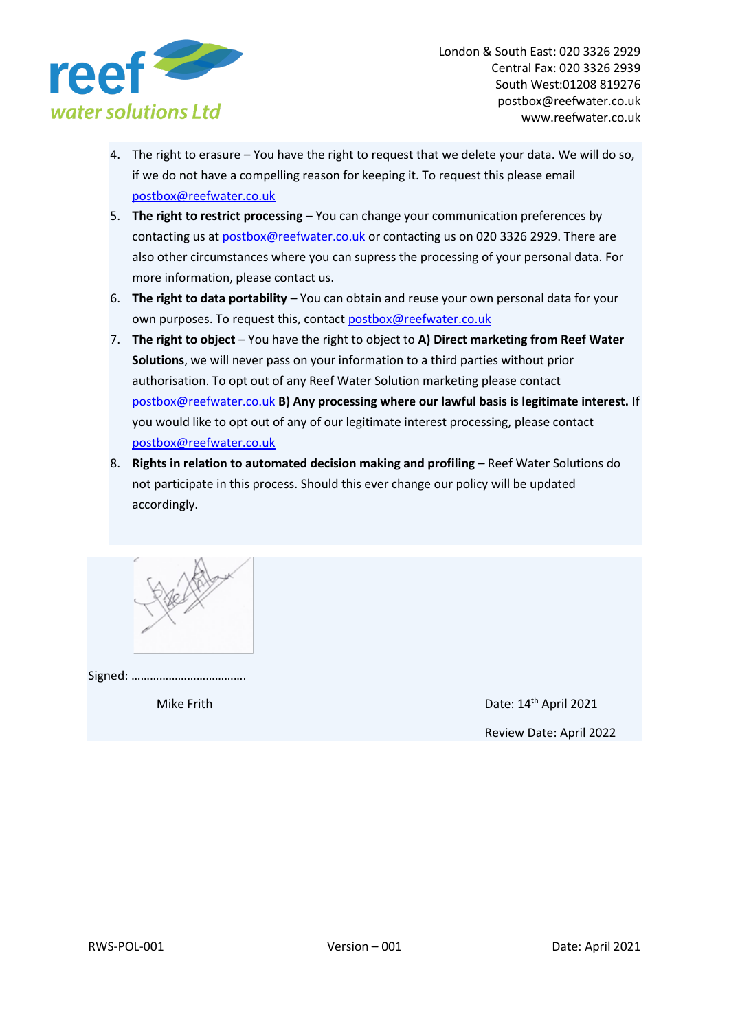4. The right to erasure – You have the right to request that we delete your data. We will do so, if we do not have a compelling reason for keeping it. To request this please email postbox@reefwater.co.uk
5. **The right to restrict processing** – You can change your communication preferences by contacting us at postbox@reefwater.co.uk or contacting us on 020 3326 2929. There are also other circumstances where you can supress the processing of your personal data. For more information, please contact us.
6. **The right to data portability** – You can obtain and reuse your own personal data for your own purposes. To request this, contact postbox@reefwater.co.uk
7. **The right to object** – You have the right to object to **A) Direct marketing from Reef Water Solutions**, we will never pass on your information to a third parties without prior authorisation. To opt out of any Reef Water Solution marketing please contact postbox@reefwater.co.uk **B) Any processing where our lawful basis is legitimate interest.** If you would like to opt out of any of our legitimate interest processing, please contact postbox@reefwater.co.uk
8. **Rights in relation to automated decision making and profiling** – Reef Water Solutions do not participate in this process. Should this ever change our policy will be updated accordingly.

Signed: ……………………………….

Mike Frith

Date: 14th April 2021

Review Date: April 2022

RWS-POL-001 Version – 001 Date: April 2021